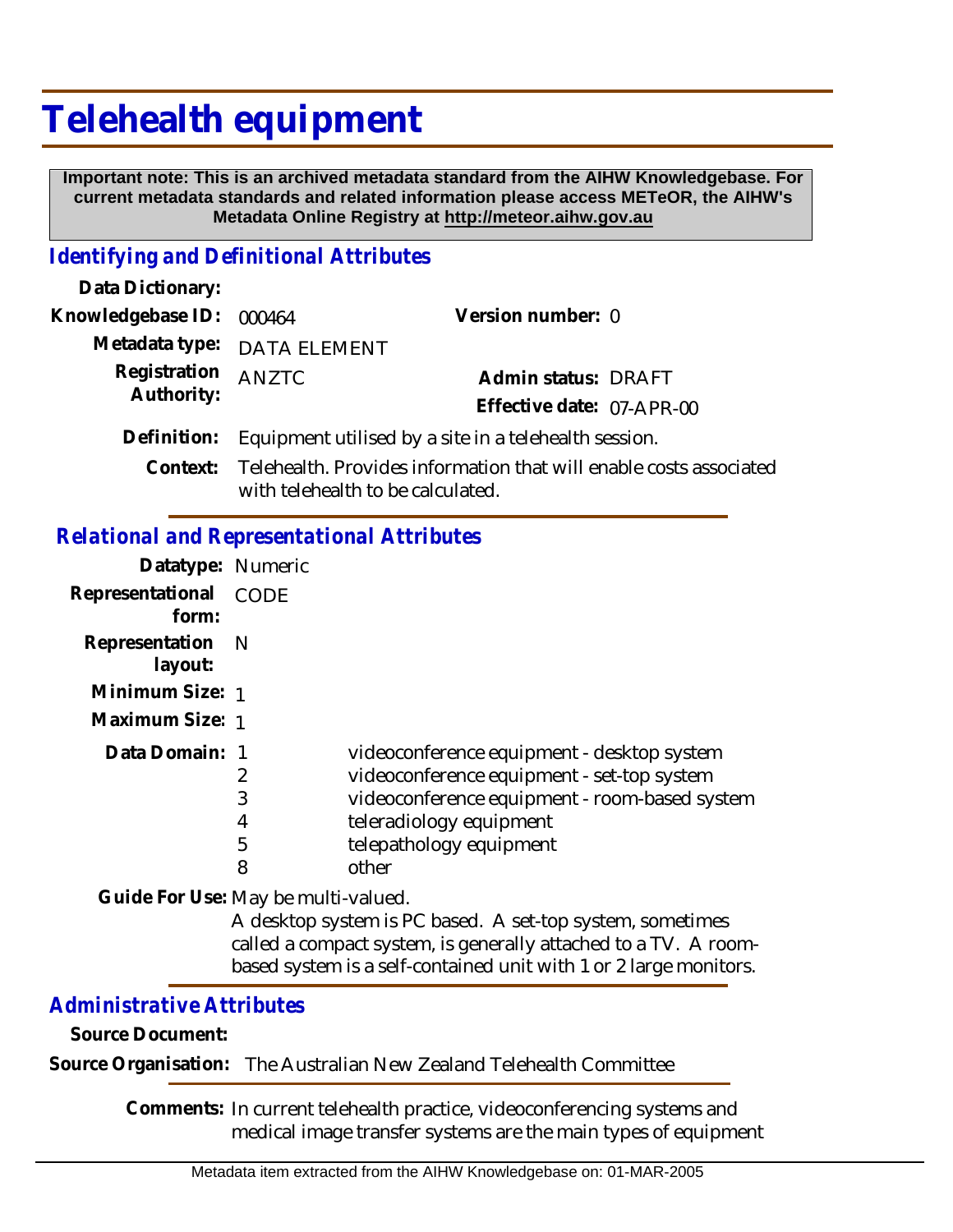# Telehealth equipment

**Important note: This is an archived metadata standard from the AIHW Knowledgebase. For current metadata standards and related information please access METeOR, the AIHW's Metadata Online Registry at http://meteor.aihw.gov.au**

## *Identifying and Definitional Attributes*

**Data Dictionary:**

**Knowledgebase ID:** 000464 **Version number:** 0

**Metadata type:** DATA ELEMENT

**Registration Authority:** ANZTC **Admin status:** DRAFT

**Effective date:** 07-APR-00

**Definition:** Equipment utilised by a site in a telehealth session.

**Context:** Telehealth. Provides information that will enable costs associated with telehealth to be calculated.

## *Relational and Representational Attributes*

**Datatype:** Numeric

**Representational form:** CODE

**Representation layout:** N

**Minimum Size:** 1

**Maximum Size:** 1

**Data Domain:**

| | |
|---|---|
| 1 | videoconference equipment - desktop system |
| 2 | videoconference equipment - set-top system |
| 3 | videoconference equipment - room-based system |
| 4 | teleradiology equipment |
| 5 | telepathology equipment |
| 8 | other |

**Guide For Use:** May be multi-valued.

A desktop system is PC based. A set-top system, sometimes called a compact system, is generally attached to a TV. A room-based system is a self-contained unit with 1 or 2 large monitors.

## *Administrative Attributes*

**Source Document:**

**Source Organisation:** The Australian New Zealand Telehealth Committee

**Comments:** In current telehealth practice, videoconferencing systems and medical image transfer systems are the main types of equipment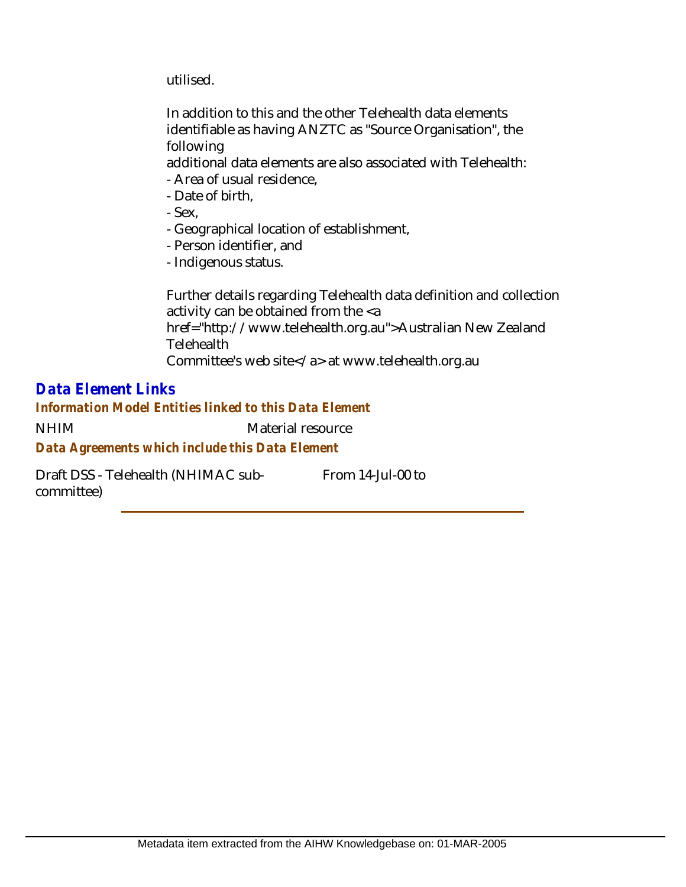utilised.

In addition to this and the other Telehealth data elements identifiable as having ANZTC as "Source Organisation", the following
additional data elements are also associated with Telehealth:
- Area of usual residence,
- Date of birth,
- Sex,
- Geographical location of establishment,
- Person identifier, and
- Indigenous status.

Further details regarding Telehealth data definition and collection activity can be obtained from the <a href="http://www.telehealth.org.au">Australian New Zealand Telehealth
Committee's web site</a> at www.telehealth.org.au

## Data Element Links

### Information Model Entities linked to this Data Element

| | |
|---|---|
| NHIM | Material resource |

### Data Agreements which include this Data Element

| | |
|---|---|
| Draft DSS - Telehealth (NHIMAC sub-committee) | From 14-Jul-00 to |

Metadata item extracted from the AIHW Knowledgebase on: 01-MAR-2005